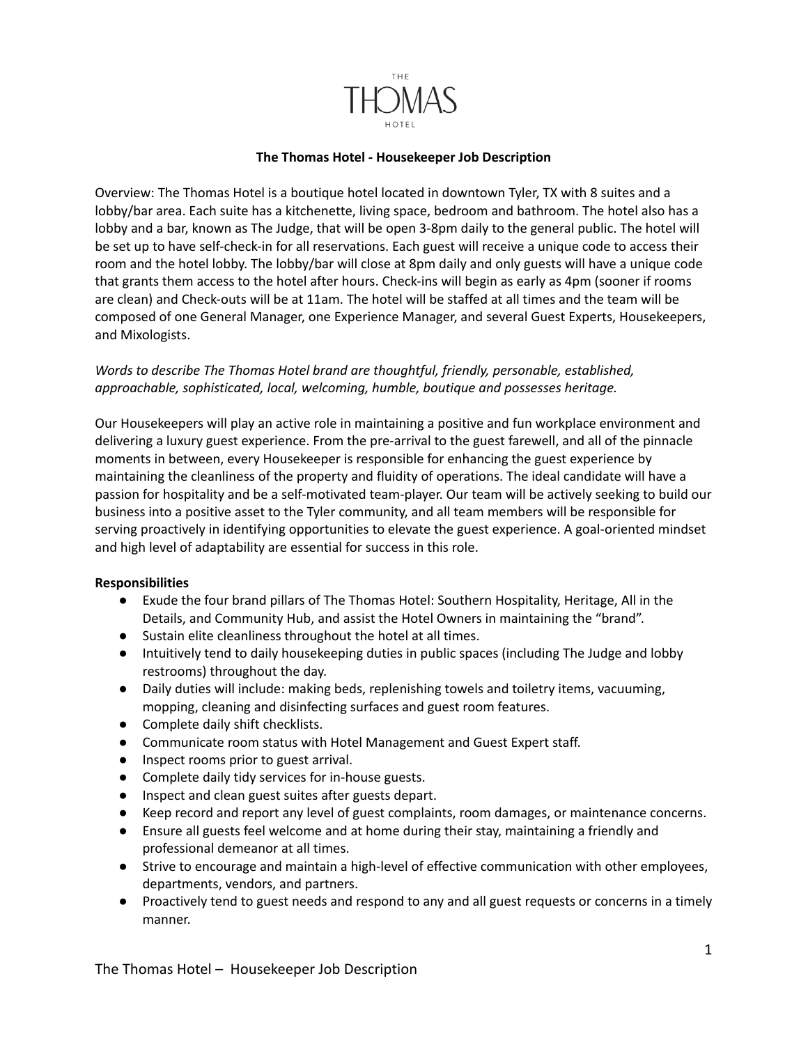THE THOMAS HOTEL

# The Thomas Hotel - Housekeeper Job Description

Overview: The Thomas Hotel is a boutique hotel located in downtown Tyler, TX with 8 suites and a lobby/bar area. Each suite has a kitchenette, living space, bedroom and bathroom. The hotel also has a lobby and a bar, known as The Judge, that will be open 3-8pm daily to the general public. The hotel will be set up to have self-check-in for all reservations. Each guest will receive a unique code to access their room and the hotel lobby. The lobby/bar will close at 8pm daily and only guests will have a unique code that grants them access to the hotel after hours. Check-ins will begin as early as 4pm (sooner if rooms are clean) and Check-outs will be at 11am. The hotel will be staffed at all times and the team will be composed of one General Manager, one Experience Manager, and several Guest Experts, Housekeepers, and Mixologists.

*Words to describe The Thomas Hotel brand are thoughtful, friendly, personable, established, approachable, sophisticated, local, welcoming, humble, boutique and possesses heritage.*

Our Housekeepers will play an active role in maintaining a positive and fun workplace environment and delivering a luxury guest experience. From the pre-arrival to the guest farewell, and all of the pinnacle moments in between, every Housekeeper is responsible for enhancing the guest experience by maintaining the cleanliness of the property and fluidity of operations. The ideal candidate will have a passion for hospitality and be a self-motivated team-player. Our team will be actively seeking to build our business into a positive asset to the Tyler community, and all team members will be responsible for serving proactively in identifying opportunities to elevate the guest experience. A goal-oriented mindset and high level of adaptability are essential for success in this role.

**Responsibilities**

- Exude the four brand pillars of The Thomas Hotel: Southern Hospitality, Heritage, All in the Details, and Community Hub, and assist the Hotel Owners in maintaining the "brand".
- Sustain elite cleanliness throughout the hotel at all times.
- Intuitively tend to daily housekeeping duties in public spaces (including The Judge and lobby restrooms) throughout the day.
- Daily duties will include: making beds, replenishing towels and toiletry items, vacuuming, mopping, cleaning and disinfecting surfaces and guest room features.
- Complete daily shift checklists.
- Communicate room status with Hotel Management and Guest Expert staff.
- Inspect rooms prior to guest arrival.
- Complete daily tidy services for in-house guests.
- Inspect and clean guest suites after guests depart.
- Keep record and report any level of guest complaints, room damages, or maintenance concerns.
- Ensure all guests feel welcome and at home during their stay, maintaining a friendly and professional demeanor at all times.
- Strive to encourage and maintain a high-level of effective communication with other employees, departments, vendors, and partners.
- Proactively tend to guest needs and respond to any and all guest requests or concerns in a timely manner.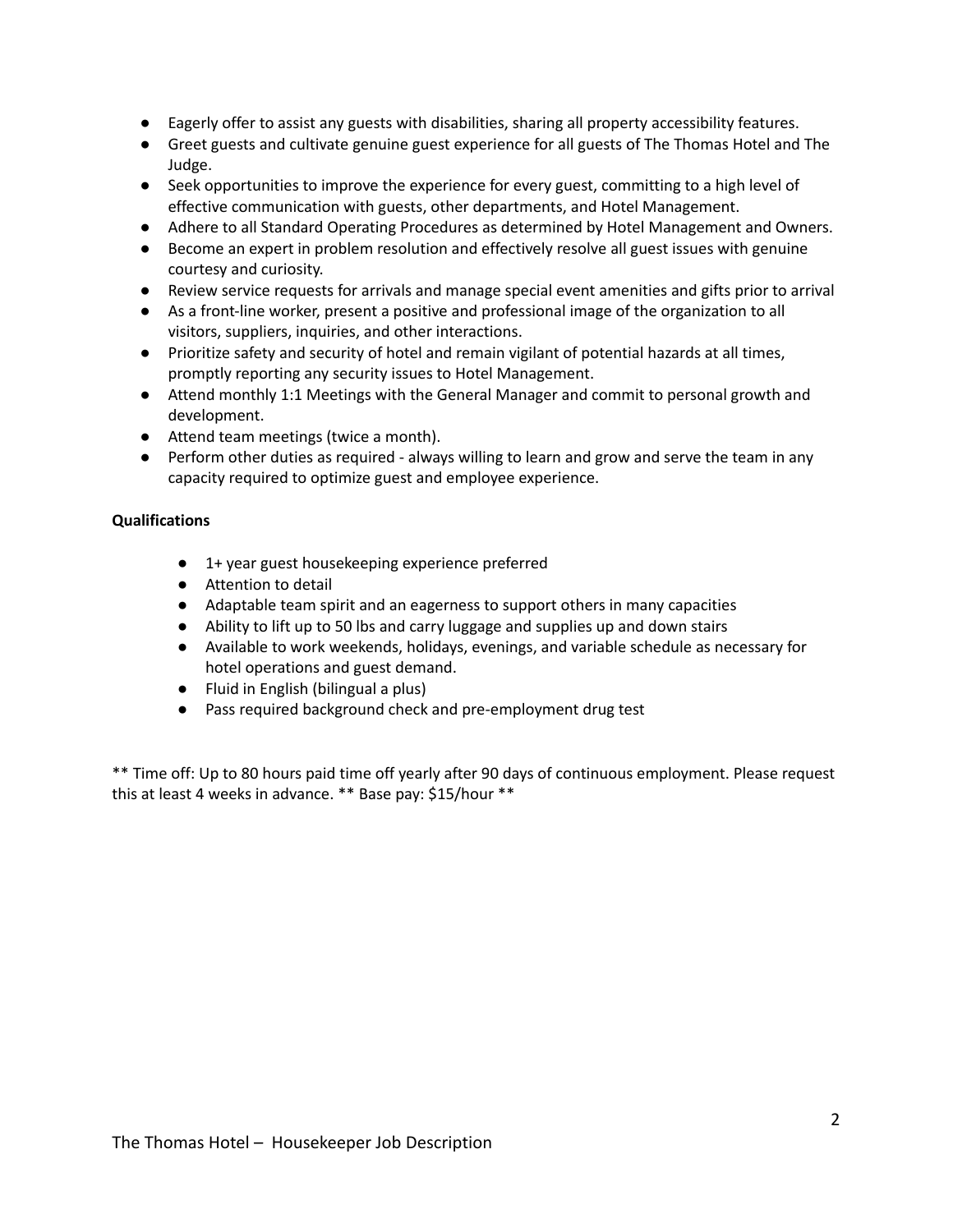- Eagerly offer to assist any guests with disabilities, sharing all property accessibility features.
- Greet guests and cultivate genuine guest experience for all guests of The Thomas Hotel and The Judge.
- Seek opportunities to improve the experience for every guest, committing to a high level of effective communication with guests, other departments, and Hotel Management.
- Adhere to all Standard Operating Procedures as determined by Hotel Management and Owners.
- Become an expert in problem resolution and effectively resolve all guest issues with genuine courtesy and curiosity.
- Review service requests for arrivals and manage special event amenities and gifts prior to arrival
- As a front-line worker, present a positive and professional image of the organization to all visitors, suppliers, inquiries, and other interactions.
- Prioritize safety and security of hotel and remain vigilant of potential hazards at all times, promptly reporting any security issues to Hotel Management.
- Attend monthly 1:1 Meetings with the General Manager and commit to personal growth and development.
- Attend team meetings (twice a month).
- Perform other duties as required - always willing to learn and grow and serve the team in any capacity required to optimize guest and employee experience.

**Qualifications**

- 1+ year guest housekeeping experience preferred
- Attention to detail
- Adaptable team spirit and an eagerness to support others in many capacities
- Ability to lift up to 50 lbs and carry luggage and supplies up and down stairs
- Available to work weekends, holidays, evenings, and variable schedule as necessary for hotel operations and guest demand.
- Fluid in English (bilingual a plus)
- Pass required background check and pre-employment drug test

** Time off: Up to 80 hours paid time off yearly after 90 days of continuous employment. Please request this at least 4 weeks in advance. ** Base pay: $15/hour **